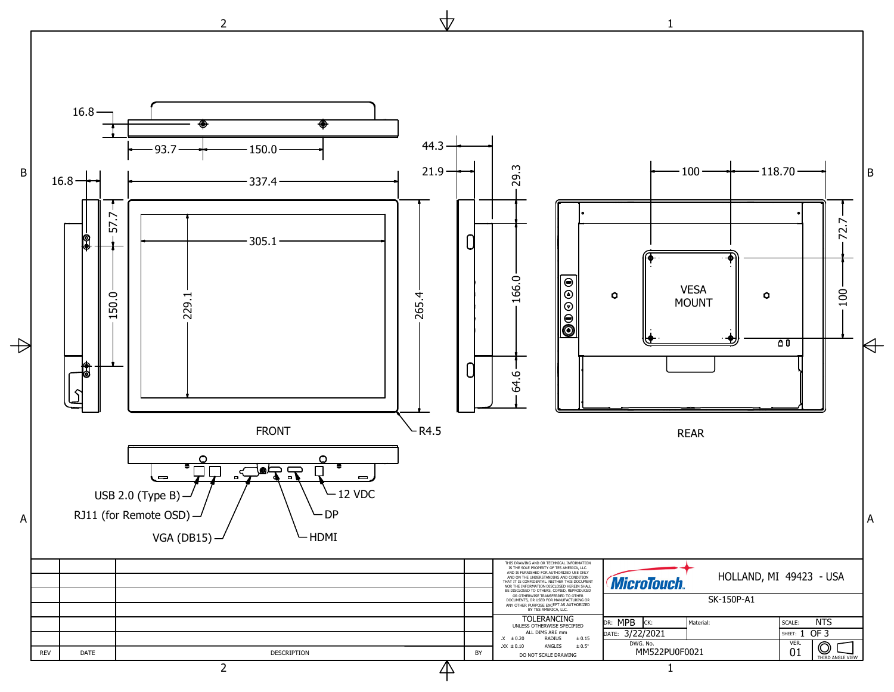16.8

93.7

150.0

16.8

337.4

44.3

21.9

29.3

100

118.70

57.7

305.1

72.7

150.0

229.1

265.4

166.0

VESA MOUNT

100

64.6

R4.5

FRONT

REAR

USB 2.0 (Type B)

RJ11 (for Remote OSD)

VGA (DB15)

HDMI

DP

12 VDC

| REV | DATE | DESCRIPTION | BY |
|---|---|---|---|
| | | | |
| | | | |
| | | | |
| | | | |
| | | | |
| | | | |

THIS DRAWING AND OR TECHNICAL INFORMATION IS THE SOLE PROPERTY OF TES AMERICA, LLC. AND IS FURNISHED FOR AUTHORIZED USE ONLY AND ON THE UNDERSTANDING AND CONDITION THAT IT IS CONFIDENTIAL. NEITHER THIS DOCUMENT NOR THE INFORMATION DISCLOSED HEREIN SHALL BE DISCLOSED TO OTHERS, COPIED, REPRODUCED OR OTHERWISE TRANSFERRED TO OTHER DOCUMENTS, OR USED FOR MANUFACTURING OR ANY OTHER PURPOSE EXCEPT AS AUTHORIZED BY TES AMERICA, LLC.

TOLERANCING
UNLESS OTHERWISE SPECIFIED
ALL DIMS ARE mm

| .X | ± 0.20 | RADIUS | ± 0.15 |
|---|---|---|---|
| .XX | ± 0.10 | ANGLES | ± 0.5° |

DO NOT SCALE DRAWING

MicroTouch. HOLLAND, MI 49423 - USA

SK-150P-A1

| DR: MPB | CK: | Material: | SCALE: NTS |
|---|---|---|---|
| DATE: 3/22/2021 | | | SHEET: 1 OF 3 |
| DWG. No. MM522PU0F0021 | | | VER. 01 |

THIRD ANGLE VIEW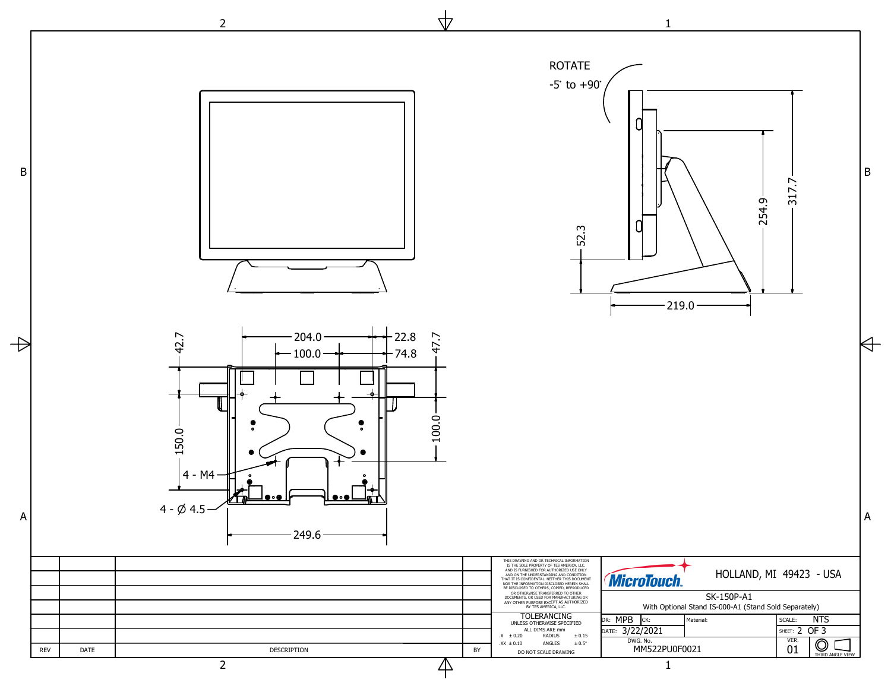ROTATE

-5˚ to +90˚

52.3

254.9

317.7

219.0

42.7

204.0

100.0

22.8

74.8

47.7

150.0

100.0

4 - M4

4 - Ø 4.5

249.6

| REV | DATE | DESCRIPTION | BY |
|---|---|---|---|
| | | | |
| | | | |
| | | | |
| | | | |
| | | | |
| | | | |

THIS DRAWING AND OR TECHNICAL INFORMATION IS THE SOLE PROPERTY OF TES AMERICA, LLC. AND IS FURNISHED FOR AUTHORIZED USE ONLY AND ON THE UNDERSTANDING AND CONDITION THAT IT IS CONFIDENTIAL. NEITHER THIS DOCUMENT NOR THE INFORMATION DISCLOSED HEREIN SHALL BE DISCLOSED TO OTHERS, COPIED, REPRODUCED OR OTHERWISE TRANSFERRED TO OTHER DOCUMENTS, OR USED FOR MANUFACTURING OR ANY OTHER PURPOSE EXCEPT AS AUTHORIZED BY TES AMERICA, LLC.

TOLERANCING
UNLESS OTHERWISE SPECIFIED
ALL DIMS ARE mm

| | | | |
|---|---|---|---|
| .X | ± 0.20 | RADIUS | ± 0.15 |
| .XX | ± 0.10 | ANGLES | ± 0.5° |

DO NOT SCALE DRAWING

MicroTouch. HOLLAND, MI 49423 - USA

SK-150P-A1
With Optional Stand IS-000-A1 (Stand Sold Separately)

| | | | |
|---|---|---|---|
| DR: MPB | CK: | Material: | SCALE: NTS |
| DATE: 3/22/2021 | | | SHEET: 2 OF 3 |
| DWG. No. MM522PU0F0021 | | | VER. 01 |

THIRD ANGLE VIEW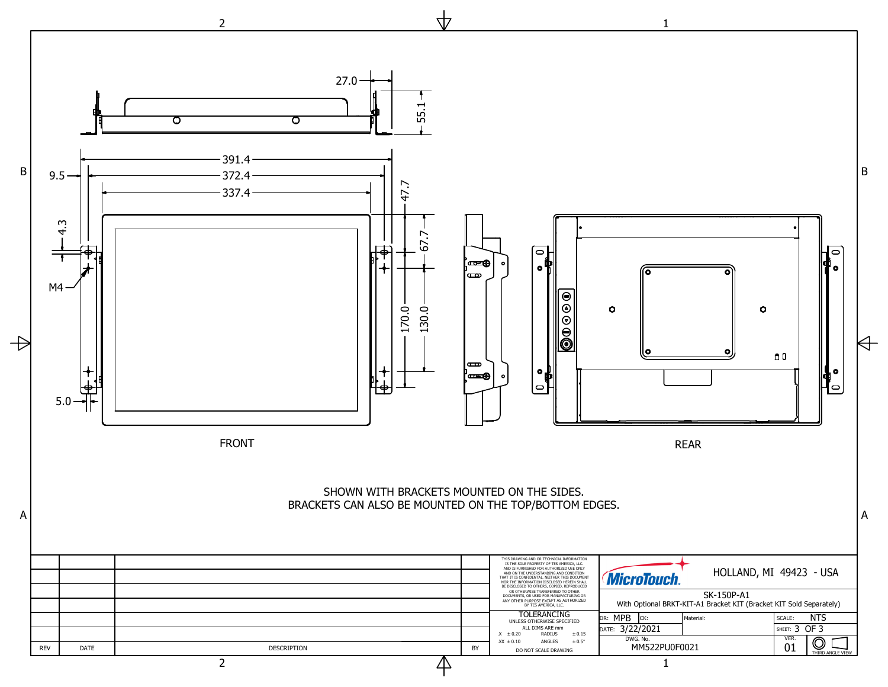27.0

55.1

391.4

9.5

372.4

337.4

47.7

4.3

67.7

M4

170.0

130.0

5.0

FRONT

REAR

SHOWN WITH BRACKETS MOUNTED ON THE SIDES.
BRACKETS CAN ALSO BE MOUNTED ON THE TOP/BOTTOM EDGES.

| REV | DATE | DESCRIPTION | BY |
|---|---|---|---|

THIS DRAWING AND OR TECHNICAL INFORMATION IS THE SOLE PROPERTY OF TES AMERICA, LLC. AND IS FURNISHED FOR AUTHORIZED USE ONLY AND ON THE UNDERSTANDING AND CONDITION THAT IT IS CONFIDENTIAL. NEITHER THIS DOCUMENT NOR THE INFORMATION DISCLOSED HEREIN SHALL BE DISCLOSED TO OTHERS, COPIED, REPRODUCED OR OTHERWISE TRANSFERRED TO OTHER DOCUMENTS, OR USED FOR MANUFACTURING OR ANY OTHER PURPOSE EXCEPT AS AUTHORIZED BY TES AMERICA, LLC.

TOLERANCING
UNLESS OTHERWISE SPECIFIED
ALL DIMS ARE mm

| | | | |
|---|---|---|---|
| .X | ± 0.20 | RADIUS | ± 0.15 |
| .XX | ± 0.10 | ANGLES | ± 0.5° |

DO NOT SCALE DRAWING

MicroTouch.

HOLLAND, MI 49423 - USA

SK-150P-A1
With Optional BRKT-KIT-A1 Bracket KIT (Bracket KIT Sold Separately)

DR: MPB | CK: | Material: | SCALE: NTS

DATE: 3/22/2021 | SHEET: 3 OF 3

DWG. No. MM522PU0F0021 | VER. 01 | THIRD ANGLE VIEW